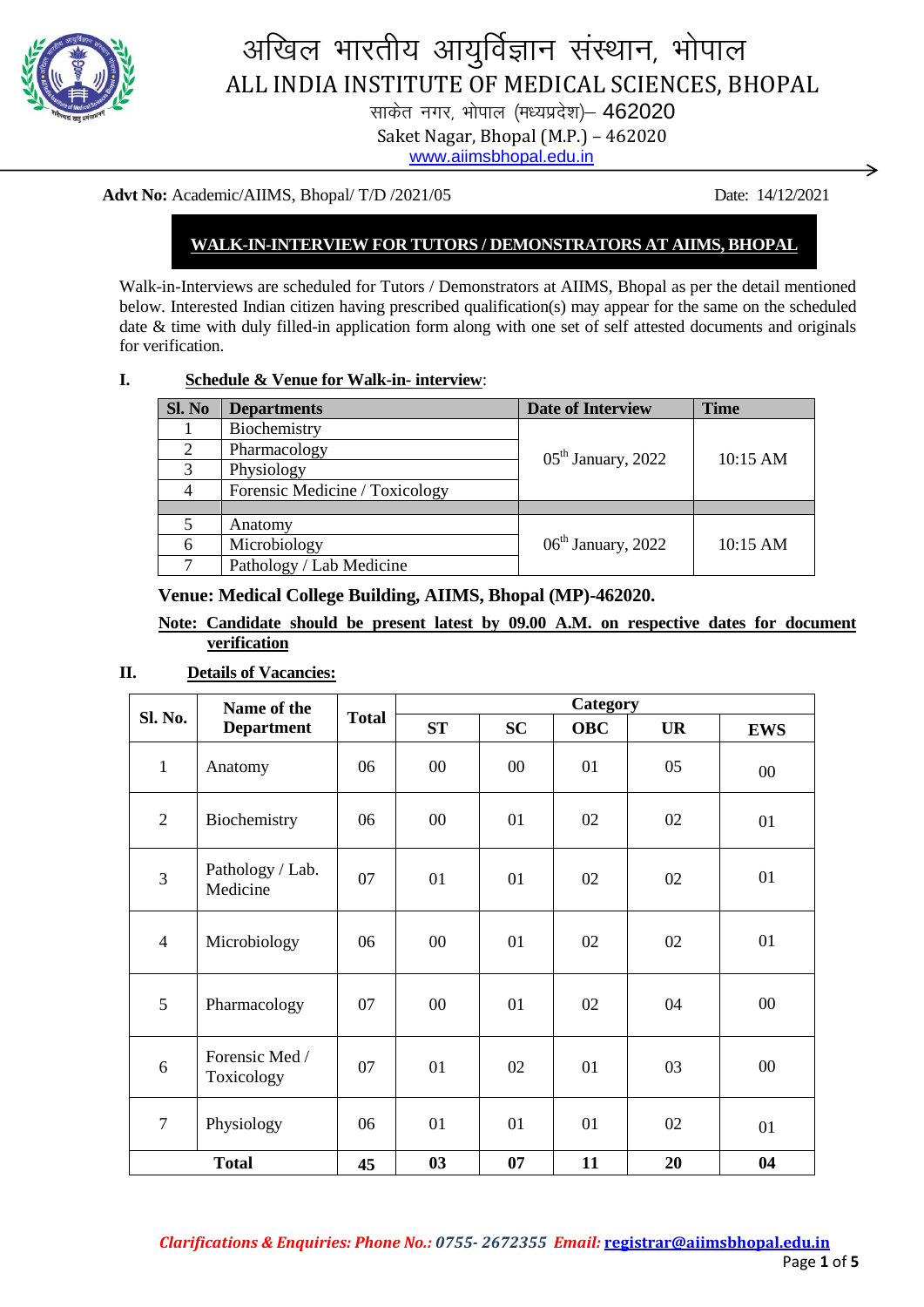# अखिल भारतीय आयुर्विज्ञान संस्थान, भोपाल
# ALL INDIA INSTITUTE OF MEDICAL SCIENCES, BHOPAL

साकेत नगर, भोपाल (मध्यप्रदेश)– 462020

Saket Nagar, Bhopal (M.P.) – 462020

www.aiimsbhopal.edu.in

**Advt No:** Academic/AIIMS, Bhopal/ T/D /2021/05 Date: 14/12/2021

## WALK-IN-INTERVIEW FOR TUTORS / DEMONSTRATORS AT AIIMS, BHOPAL

Walk-in-Interviews are scheduled for Tutors / Demonstrators at AIIMS, Bhopal as per the detail mentioned below. Interested Indian citizen having prescribed qualification(s) may appear for the same on the scheduled date & time with duly filled-in application form along with one set of self attested documents and originals for verification.

**I. Schedule & Venue for Walk-in- interview:**

| Sl. No | Departments | Date of Interview | Time |
|---|---|---|---|
| 1 | Biochemistry | 05th January, 2022 | 10:15 AM |
| 2 | Pharmacology | | |
| 3 | Physiology | | |
| 4 | Forensic Medicine / Toxicology | | |
| | | | |
| 5 | Anatomy | 06th January, 2022 | 10:15 AM |
| 6 | Microbiology | | |
| 7 | Pathology / Lab Medicine | | |

**Venue: Medical College Building, AIIMS, Bhopal (MP)-462020.**

**Note: Candidate should be present latest by 09.00 A.M. on respective dates for document verification**

**II. Details of Vacancies:**

| Sl. No. | Name of the Department | Total | Category | | | | |
|---|---|---|---|---|---|---|---|
| | | | ST | SC | OBC | UR | EWS |
| 1 | Anatomy | 06 | 00 | 00 | 01 | 05 | 00 |
| 2 | Biochemistry | 06 | 00 | 01 | 02 | 02 | 01 |
| 3 | Pathology / Lab. Medicine | 07 | 01 | 01 | 02 | 02 | 01 |
| 4 | Microbiology | 06 | 00 | 01 | 02 | 02 | 01 |
| 5 | Pharmacology | 07 | 00 | 01 | 02 | 04 | 00 |
| 6 | Forensic Med / Toxicology | 07 | 01 | 02 | 01 | 03 | 00 |
| 7 | Physiology | 06 | 01 | 01 | 01 | 02 | 01 |
| **Total** | | **45** | **03** | **07** | **11** | **20** | **04** |

*Clarifications & Enquiries: Phone No.: 0755- 2672355 Email:* registrar@aiimsbhopal.edu.in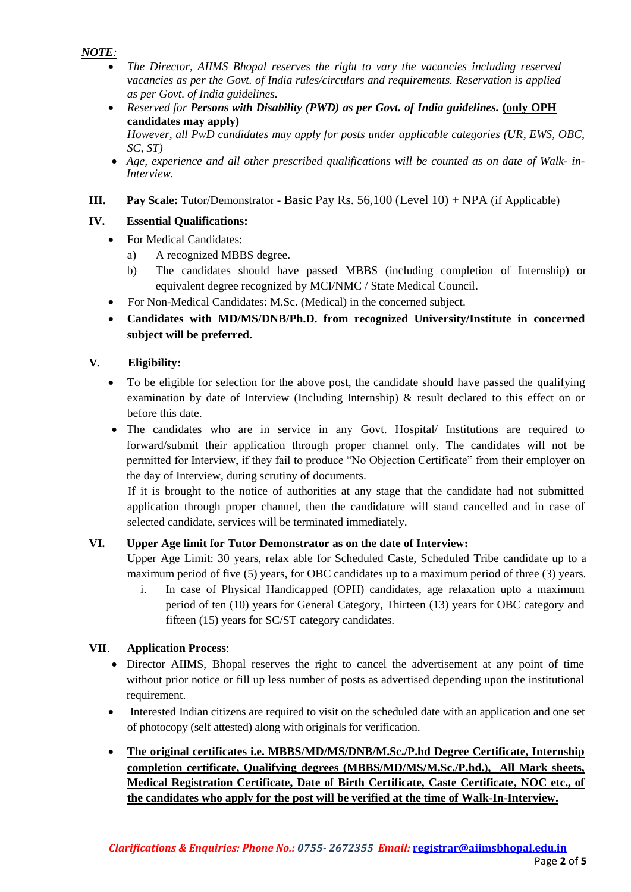***NOTE:***

- *The Director, AIIMS Bhopal reserves the right to vary the vacancies including reserved vacancies as per the Govt. of India rules/circulars and requirements. Reservation is applied as per Govt. of India guidelines.*
- *Reserved for* ***Persons with Disability (PWD) as per Govt. of India guidelines.*** **(only OPH candidates may apply)**
  *However, all PwD candidates may apply for posts under applicable categories (UR, EWS, OBC, SC, ST)*
- *Age, experience and all other prescribed qualifications will be counted as on date of Walk- in-Interview.*

**III. Pay Scale:** Tutor/Demonstrator - Basic Pay Rs. 56,100 (Level 10) + NPA (if Applicable)

**IV. Essential Qualifications:**

- For Medical Candidates:
  a) A recognized MBBS degree.
  b) The candidates should have passed MBBS (including completion of Internship) or equivalent degree recognized by MCI/NMC / State Medical Council.
- For Non-Medical Candidates: M.Sc. (Medical) in the concerned subject.
- **Candidates with MD/MS/DNB/Ph.D. from recognized University/Institute in concerned subject will be preferred.**

**V. Eligibility:**

- To be eligible for selection for the above post, the candidate should have passed the qualifying examination by date of Interview (Including Internship) & result declared to this effect on or before this date.
- The candidates who are in service in any Govt. Hospital/ Institutions are required to forward/submit their application through proper channel only. The candidates will not be permitted for Interview, if they fail to produce "No Objection Certificate" from their employer on the day of Interview, during scrutiny of documents.
  If it is brought to the notice of authorities at any stage that the candidate had not submitted application through proper channel, then the candidature will stand cancelled and in case of selected candidate, services will be terminated immediately.

**VI. Upper Age limit for Tutor Demonstrator as on the date of Interview:**

Upper Age Limit: 30 years, relax able for Scheduled Caste, Scheduled Tribe candidate up to a maximum period of five (5) years, for OBC candidates up to a maximum period of three (3) years.

i. In case of Physical Handicapped (OPH) candidates, age relaxation upto a maximum period of ten (10) years for General Category, Thirteen (13) years for OBC category and fifteen (15) years for SC/ST category candidates.

**VII. Application Process**:

- Director AIIMS, Bhopal reserves the right to cancel the advertisement at any point of time without prior notice or fill up less number of posts as advertised depending upon the institutional requirement.
- Interested Indian citizens are required to visit on the scheduled date with an application and one set of photocopy (self attested) along with originals for verification.
- **The original certificates i.e. MBBS/MD/MS/DNB/M.Sc./P.hd Degree Certificate, Internship completion certificate, Qualifying degrees (MBBS/MD/MS/M.Sc./P.hd.), All Mark sheets, Medical Registration Certificate, Date of Birth Certificate, Caste Certificate, NOC etc., of the candidates who apply for the post will be verified at the time of Walk-In-Interview.**

***Clarifications & Enquiries: Phone No.: 0755- 2672355 Email:*** **registrar@aiimsbhopal.edu.in**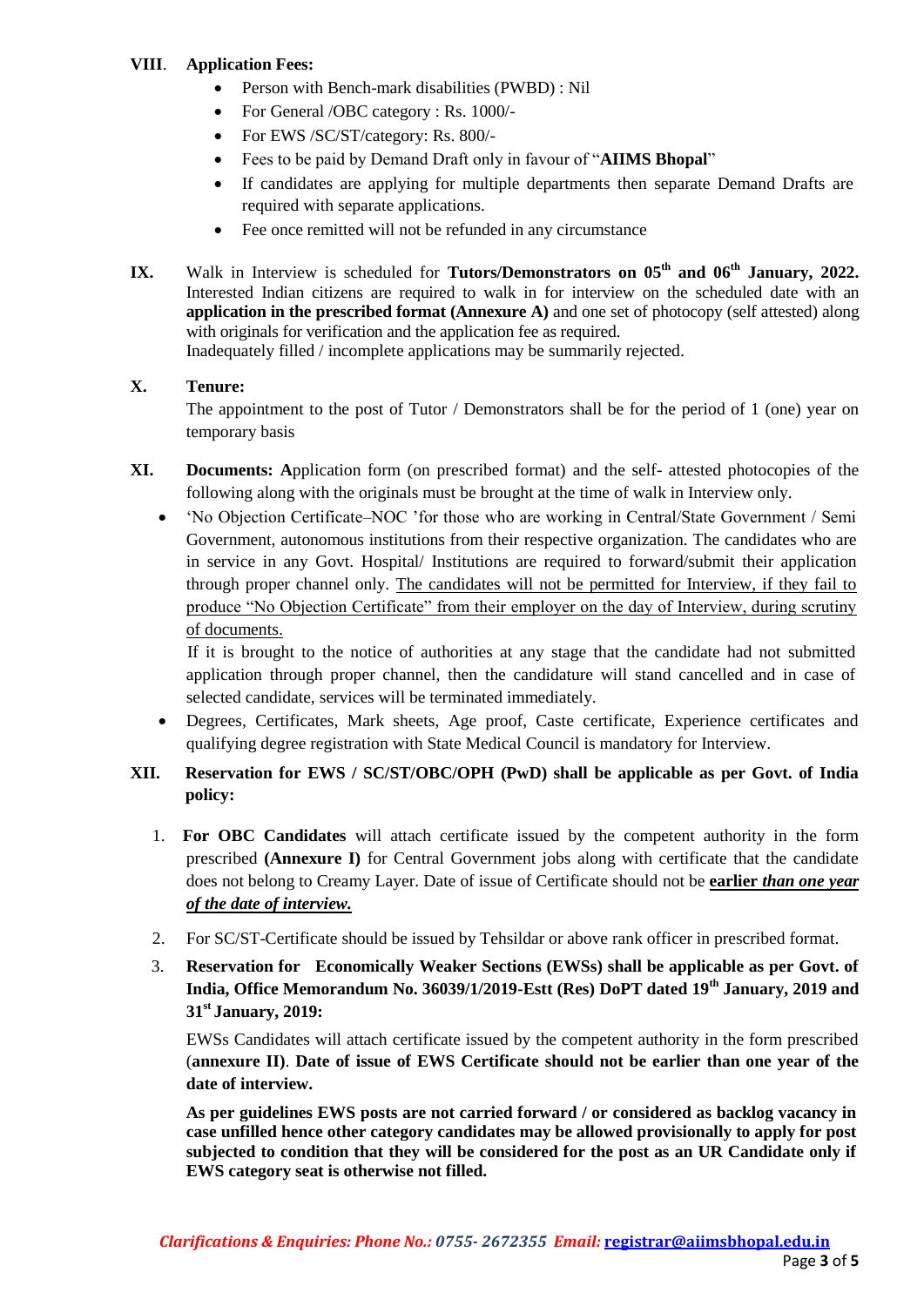**VIII. Application Fees:**

- Person with Bench-mark disabilities (PWBD) : Nil
- For General /OBC category : Rs. 1000/-
- For EWS /SC/ST/category: Rs. 800/-
- Fees to be paid by Demand Draft only in favour of "**AIIMS Bhopal**"
- If candidates are applying for multiple departments then separate Demand Drafts are required with separate applications.
- Fee once remitted will not be refunded in any circumstance

**IX.** Walk in Interview is scheduled for **Tutors/Demonstrators on 05th and 06th January, 2022.** Interested Indian citizens are required to walk in for interview on the scheduled date with an **application in the prescribed format (Annexure A)** and one set of photocopy (self attested) along with originals for verification and the application fee as required.
Inadequately filled / incomplete applications may be summarily rejected.

**X. Tenure:**

The appointment to the post of Tutor / Demonstrators shall be for the period of 1 (one) year on temporary basis

**XI. Documents: A**pplication form (on prescribed format) and the self- attested photocopies of the following along with the originals must be brought at the time of walk in Interview only.

- 'No Objection Certificate–NOC 'for those who are working in Central/State Government / Semi Government, autonomous institutions from their respective organization. The candidates who are in service in any Govt. Hospital/ Institutions are required to forward/submit their application through proper channel only. The candidates will not be permitted for Interview, if they fail to produce "No Objection Certificate" from their employer on the day of Interview, during scrutiny of documents.

  If it is brought to the notice of authorities at any stage that the candidate had not submitted application through proper channel, then the candidature will stand cancelled and in case of selected candidate, services will be terminated immediately.
- Degrees, Certificates, Mark sheets, Age proof, Caste certificate, Experience certificates and qualifying degree registration with State Medical Council is mandatory for Interview.

**XII. Reservation for EWS / SC/ST/OBC/OPH (PwD) shall be applicable as per Govt. of India policy:**

1. **For OBC Candidates** will attach certificate issued by the competent authority in the form prescribed **(Annexure I)** for Central Government jobs along with certificate that the candidate does not belong to Creamy Layer. Date of issue of Certificate should not be **earlier *than one year of the date of interview.***
2. For SC/ST-Certificate should be issued by Tehsildar or above rank officer in prescribed format.
3. **Reservation for Economically Weaker Sections (EWSs) shall be applicable as per Govt. of India, Office Memorandum No. 36039/1/2019-Estt (Res) DoPT dated 19th January, 2019 and 31st January, 2019:**

   EWSs Candidates will attach certificate issued by the competent authority in the form prescribed (**annexure II**). **Date of issue of EWS Certificate should not be earlier than one year of the date of interview.**

   **As per guidelines EWS posts are not carried forward / or considered as backlog vacancy in case unfilled hence other category candidates may be allowed provisionally to apply for post subjected to condition that they will be considered for the post as an UR Candidate only if EWS category seat is otherwise not filled.**

***Clarifications & Enquiries: Phone No.: 0755- 2672355 Email:* registrar@aiimsbhopal.edu.in**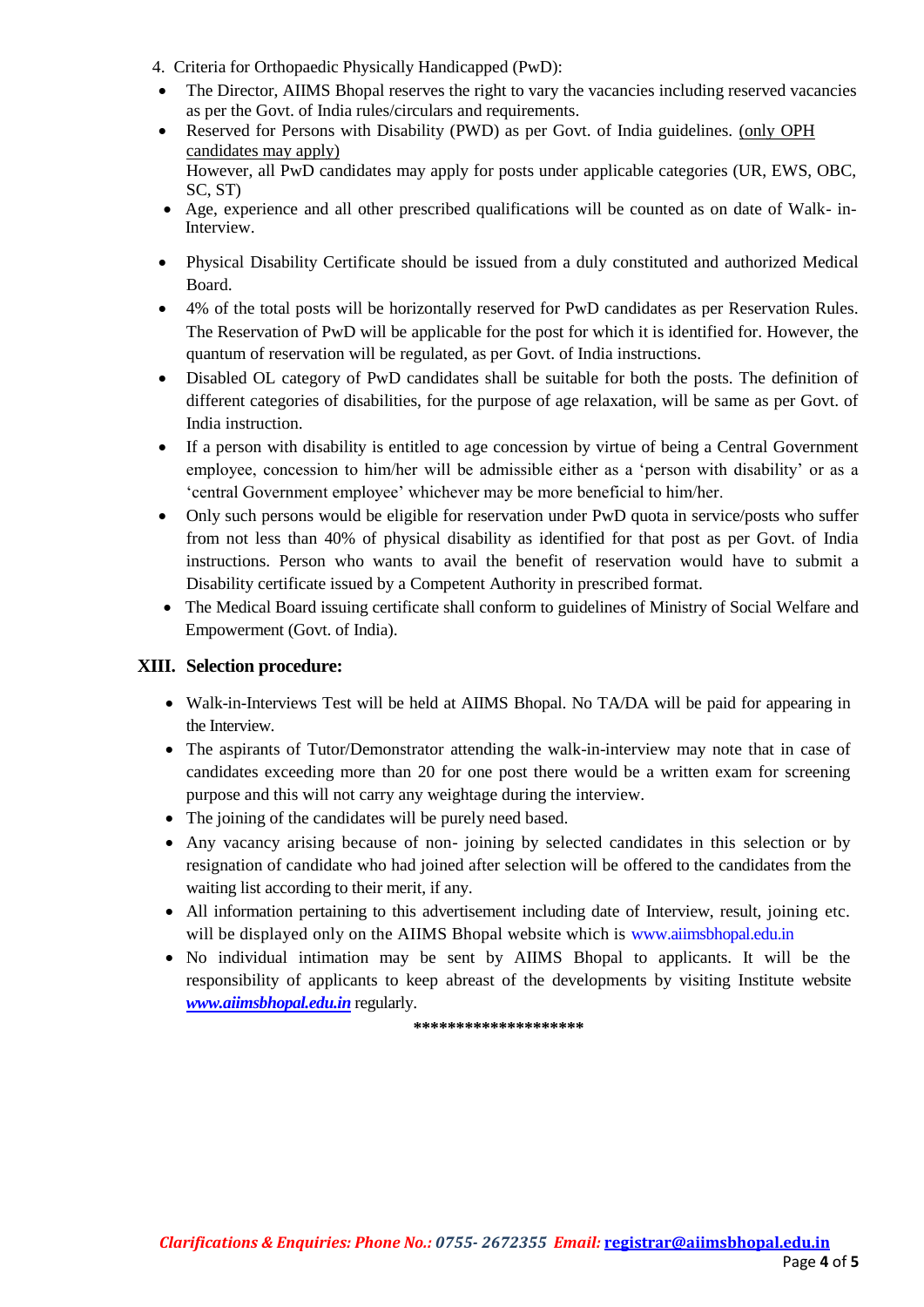4. Criteria for Orthopaedic Physically Handicapped (PwD):

- The Director, AIIMS Bhopal reserves the right to vary the vacancies including reserved vacancies as per the Govt. of India rules/circulars and requirements.
- Reserved for Persons with Disability (PWD) as per Govt. of India guidelines. <u>(only OPH candidates may apply)</u>
  However, all PwD candidates may apply for posts under applicable categories (UR, EWS, OBC, SC, ST)
- Age, experience and all other prescribed qualifications will be counted as on date of Walk- in-Interview.
- Physical Disability Certificate should be issued from a duly constituted and authorized Medical Board.
- 4% of the total posts will be horizontally reserved for PwD candidates as per Reservation Rules. The Reservation of PwD will be applicable for the post for which it is identified for. However, the quantum of reservation will be regulated, as per Govt. of India instructions.
- Disabled OL category of PwD candidates shall be suitable for both the posts. The definition of different categories of disabilities, for the purpose of age relaxation, will be same as per Govt. of India instruction.
- If a person with disability is entitled to age concession by virtue of being a Central Government employee, concession to him/her will be admissible either as a 'person with disability' or as a 'central Government employee' whichever may be more beneficial to him/her.
- Only such persons would be eligible for reservation under PwD quota in service/posts who suffer from not less than 40% of physical disability as identified for that post as per Govt. of India instructions. Person who wants to avail the benefit of reservation would have to submit a Disability certificate issued by a Competent Authority in prescribed format.
- The Medical Board issuing certificate shall conform to guidelines of Ministry of Social Welfare and Empowerment (Govt. of India).

## XIII. Selection procedure:

- Walk-in-Interviews Test will be held at AIIMS Bhopal. No TA/DA will be paid for appearing in the Interview.
- The aspirants of Tutor/Demonstrator attending the walk-in-interview may note that in case of candidates exceeding more than 20 for one post there would be a written exam for screening purpose and this will not carry any weightage during the interview.
- The joining of the candidates will be purely need based.
- Any vacancy arising because of non- joining by selected candidates in this selection or by resignation of candidate who had joined after selection will be offered to the candidates from the waiting list according to their merit, if any.
- All information pertaining to this advertisement including date of Interview, result, joining etc. will be displayed only on the AIIMS Bhopal website which is www.aiimsbhopal.edu.in
- No individual intimation may be sent by AIIMS Bhopal to applicants. It will be the responsibility of applicants to keep abreast of the developments by visiting Institute website ***www.aiimsbhopal.edu.in*** regularly.

********************

***Clarifications & Enquiries: Phone No.: 0755- 2672355 Email:*** **registrar@aiimsbhopal.edu.in**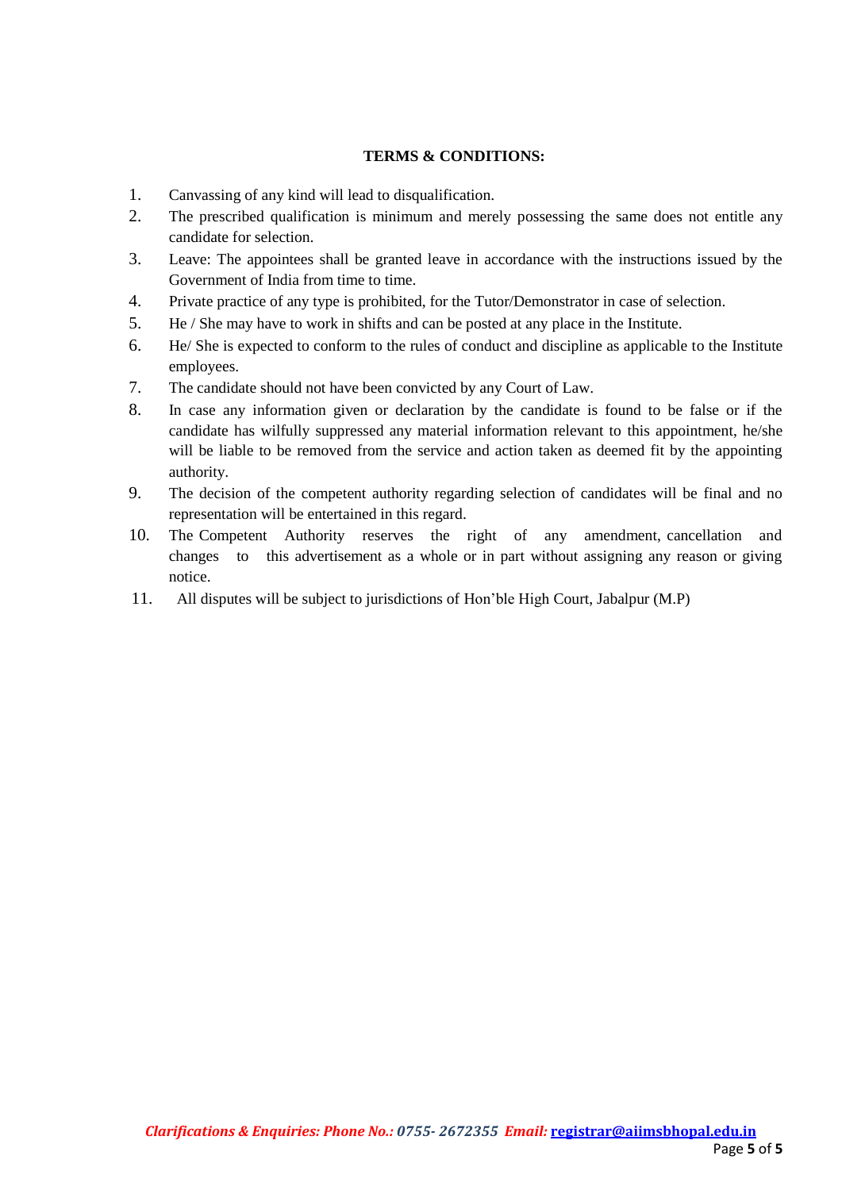**TERMS & CONDITIONS:**

1. Canvassing of any kind will lead to disqualification.
2. The prescribed qualification is minimum and merely possessing the same does not entitle any candidate for selection.
3. Leave: The appointees shall be granted leave in accordance with the instructions issued by the Government of India from time to time.
4. Private practice of any type is prohibited, for the Tutor/Demonstrator in case of selection.
5. He / She may have to work in shifts and can be posted at any place in the Institute.
6. He/ She is expected to conform to the rules of conduct and discipline as applicable to the Institute employees.
7. The candidate should not have been convicted by any Court of Law.
8. In case any information given or declaration by the candidate is found to be false or if the candidate has wilfully suppressed any material information relevant to this appointment, he/she will be liable to be removed from the service and action taken as deemed fit by the appointing authority.
9. The decision of the competent authority regarding selection of candidates will be final and no representation will be entertained in this regard.
10. The Competent Authority reserves the right of any amendment, cancellation and changes to this advertisement as a whole or in part without assigning any reason or giving notice.
11. All disputes will be subject to jurisdictions of Hon'ble High Court, Jabalpur (M.P)

*Clarifications & Enquiries: Phone No.: 0755- 2672355 Email:* registrar@aiimsbhopal.edu.in